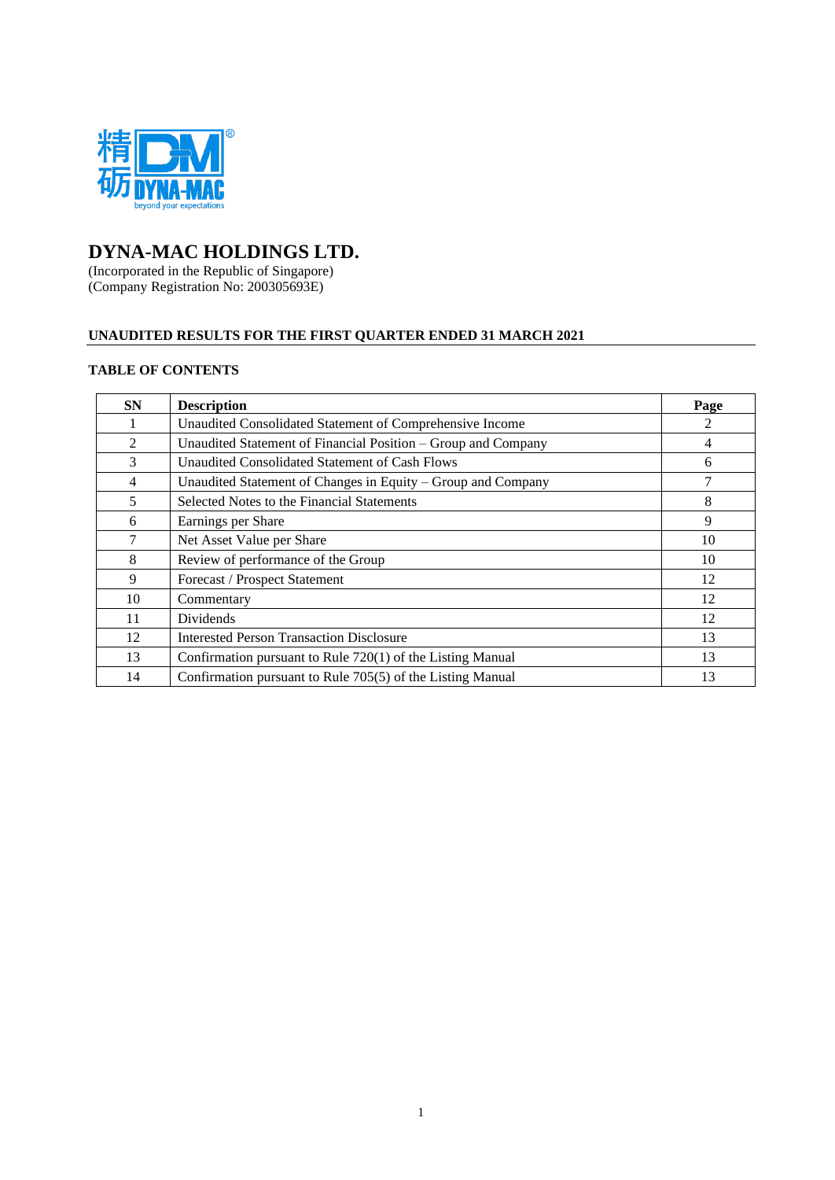# DYNA-MAC HOLDINGS LTD.

(Incorporated in the Republic of Singapore)
(Company Registration No: 200305693E)

## UNAUDITED RESULTS FOR THE FIRST QUARTER ENDED 31 MARCH 2021

### TABLE OF CONTENTS

| SN | Description | Page |
|---|---|---|
| 1 | Unaudited Consolidated Statement of Comprehensive Income | 2 |
| 2 | Unaudited Statement of Financial Position – Group and Company | 4 |
| 3 | Unaudited Consolidated Statement of Cash Flows | 6 |
| 4 | Unaudited Statement of Changes in Equity – Group and Company | 7 |
| 5 | Selected Notes to the Financial Statements | 8 |
| 6 | Earnings per Share | 9 |
| 7 | Net Asset Value per Share | 10 |
| 8 | Review of performance of the Group | 10 |
| 9 | Forecast / Prospect Statement | 12 |
| 10 | Commentary | 12 |
| 11 | Dividends | 12 |
| 12 | Interested Person Transaction Disclosure | 13 |
| 13 | Confirmation pursuant to Rule 720(1) of the Listing Manual | 13 |
| 14 | Confirmation pursuant to Rule 705(5) of the Listing Manual | 13 |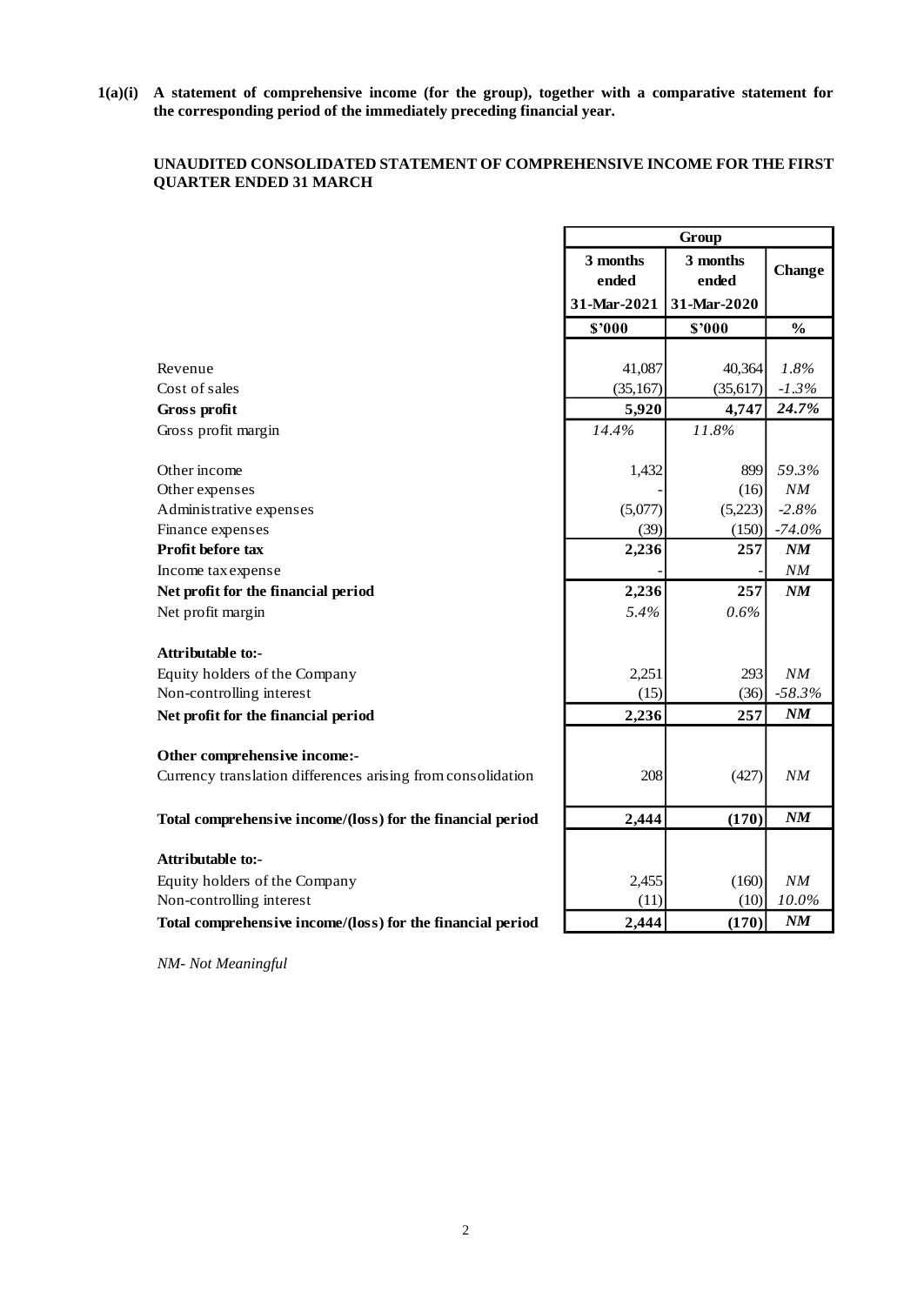**1(a)(i) A statement of comprehensive income (for the group), together with a comparative statement for the corresponding period of the immediately preceding financial year.**

**UNAUDITED CONSOLIDATED STATEMENT OF COMPREHENSIVE INCOME FOR THE FIRST QUARTER ENDED 31 MARCH**

| | Group | | |
|---|---|---|---|
| | 3 months ended 31-Mar-2021 | 3 months ended 31-Mar-2020 | Change |
| | $'000 | $'000 | % |
| Revenue | 41,087 | 40,364 | *1.8%* |
| Cost of sales | (35,167) | (35,617) | *-1.3%* |
| **Gross profit** | **5,920** | **4,747** | ***24.7%*** |
| Gross profit margin | *14.4%* | *11.8%* | |
| Other income | 1,432 | 899 | *59.3%* |
| Other expenses | - | (16) | *NM* |
| Administrative expenses | (5,077) | (5,223) | *-2.8%* |
| Finance expenses | (39) | (150) | *-74.0%* |
| **Profit before tax** | **2,236** | **257** | ***NM*** |
| Income tax expense | - | - | *NM* |
| **Net profit for the financial period** | **2,236** | **257** | ***NM*** |
| Net profit margin | *5.4%* | *0.6%* | |
| **Attributable to:-** | | | |
| Equity holders of the Company | 2,251 | 293 | *NM* |
| Non-controlling interest | (15) | (36) | *-58.3%* |
| **Net profit for the financial period** | **2,236** | **257** | ***NM*** |
| **Other comprehensive income:-** | | | |
| Currency translation differences arising from consolidation | 208 | (427) | *NM* |
| **Total comprehensive income/(loss) for the financial period** | **2,444** | **(170)** | ***NM*** |
| **Attributable to:-** | | | |
| Equity holders of the Company | 2,455 | (160) | *NM* |
| Non-controlling interest | (11) | (10) | *10.0%* |
| **Total comprehensive income/(loss) for the financial period** | **2,444** | **(170)** | ***NM*** |

*NM- Not Meaningful*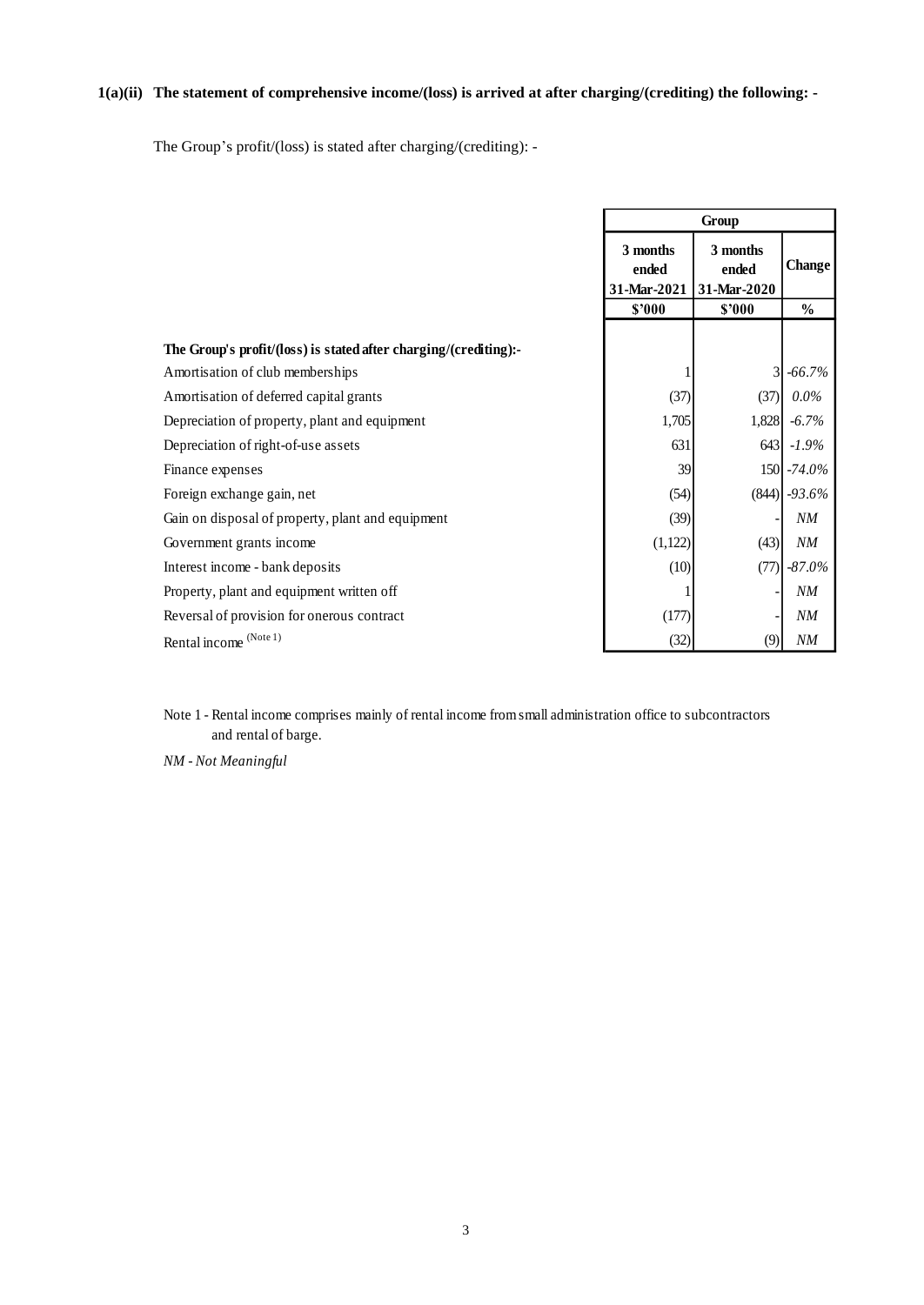**1(a)(ii) The statement of comprehensive income/(loss) is arrived at after charging/(crediting) the following: -**

The Group's profit/(loss) is stated after charging/(crediting): -

| | Group | | |
|---|---|---|---|
| | 3 months ended 31-Mar-2021 | 3 months ended 31-Mar-2020 | Change |
| | $'000 | $'000 | % |
| **The Group's profit/(loss) is stated after charging/(crediting):-** | | | |
| Amortisation of club memberships | 1 | 3 | *-66.7%* |
| Amortisation of deferred capital grants | (37) | (37) | *0.0%* |
| Depreciation of property, plant and equipment | 1,705 | 1,828 | *-6.7%* |
| Depreciation of right-of-use assets | 631 | 643 | *-1.9%* |
| Finance expenses | 39 | 150 | *-74.0%* |
| Foreign exchange gain, net | (54) | (844) | *-93.6%* |
| Gain on disposal of property, plant and equipment | (39) | - | *NM* |
| Government grants income | (1,122) | (43) | *NM* |
| Interest income - bank deposits | (10) | (77) | *-87.0%* |
| Property, plant and equipment written off | 1 | - | *NM* |
| Reversal of provision for onerous contract | (177) | - | *NM* |
| Rental income (Note 1) | (32) | (9) | *NM* |

Note 1 - Rental income comprises mainly of rental income from small administration office to subcontractors and rental of barge.

*NM - Not Meaningful*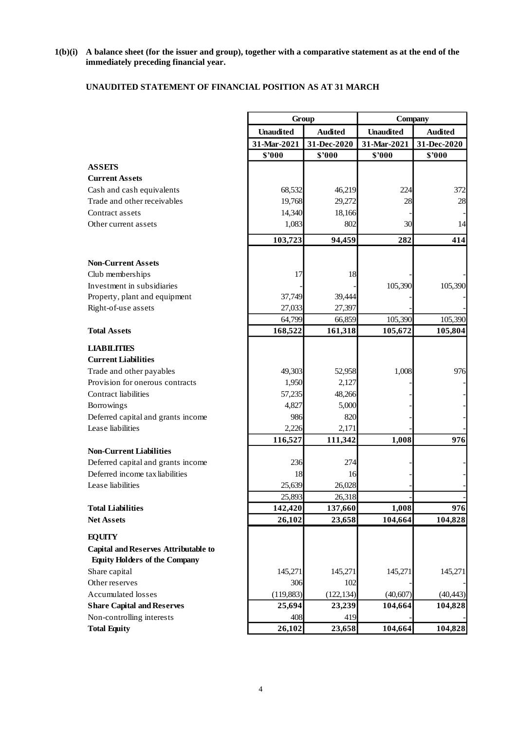**1(b)(i) A balance sheet (for the issuer and group), together with a comparative statement as at the end of the immediately preceding financial year.**

**UNAUDITED STATEMENT OF FINANCIAL POSITION AS AT 31 MARCH**

| | Group | | Company | |
|---|---|---|---|---|
| | Unaudited | Audited | Unaudited | Audited |
| | 31-Mar-2021 | 31-Dec-2020 | 31-Mar-2021 | 31-Dec-2020 |
| | $'000 | $'000 | $'000 | $'000 |
| **ASSETS** | | | | |
| **Current Assets** | | | | |
| Cash and cash equivalents | 68,532 | 46,219 | 224 | 372 |
| Trade and other receivables | 19,768 | 29,272 | 28 | 28 |
| Contract assets | 14,340 | 18,166 | - | - |
| Other current assets | 1,083 | 802 | 30 | 14 |
| | **103,723** | **94,459** | **282** | **414** |
| **Non-Current Assets** | | | | |
| Club memberships | 17 | 18 | - | - |
| Investment in subsidiaries | - | - | 105,390 | 105,390 |
| Property, plant and equipment | 37,749 | 39,444 | - | - |
| Right-of-use assets | 27,033 | 27,397 | - | - |
| | 64,799 | 66,859 | 105,390 | 105,390 |
| **Total Assets** | **168,522** | **161,318** | **105,672** | **105,804** |
| **LIABILITIES** | | | | |
| **Current Liabilities** | | | | |
| Trade and other payables | 49,303 | 52,958 | 1,008 | 976 |
| Provision for onerous contracts | 1,950 | 2,127 | - | - |
| Contract liabilities | 57,235 | 48,266 | - | - |
| Borrowings | 4,827 | 5,000 | - | - |
| Deferred capital and grants income | 986 | 820 | - | - |
| Lease liabilities | 2,226 | 2,171 | - | - |
| | **116,527** | **111,342** | **1,008** | **976** |
| **Non-Current Liabilities** | | | | |
| Deferred capital and grants income | 236 | 274 | - | - |
| Deferred income tax liabilities | 18 | 16 | - | - |
| Lease liabilities | 25,639 | 26,028 | - | - |
| | 25,893 | 26,318 | - | - |
| **Total Liabilities** | **142,420** | **137,660** | **1,008** | **976** |
| **Net Assets** | **26,102** | **23,658** | **104,664** | **104,828** |
| **EQUITY** | | | | |
| **Capital and Reserves Attributable to Equity Holders of the Company** | | | | |
| Share capital | 145,271 | 145,271 | 145,271 | 145,271 |
| Other reserves | 306 | 102 | - | - |
| Accumulated losses | (119,883) | (122,134) | (40,607) | (40,443) |
| **Share Capital and Reserves** | **25,694** | **23,239** | **104,664** | **104,828** |
| Non-controlling interests | 408 | 419 | - | - |
| **Total Equity** | **26,102** | **23,658** | **104,664** | **104,828** |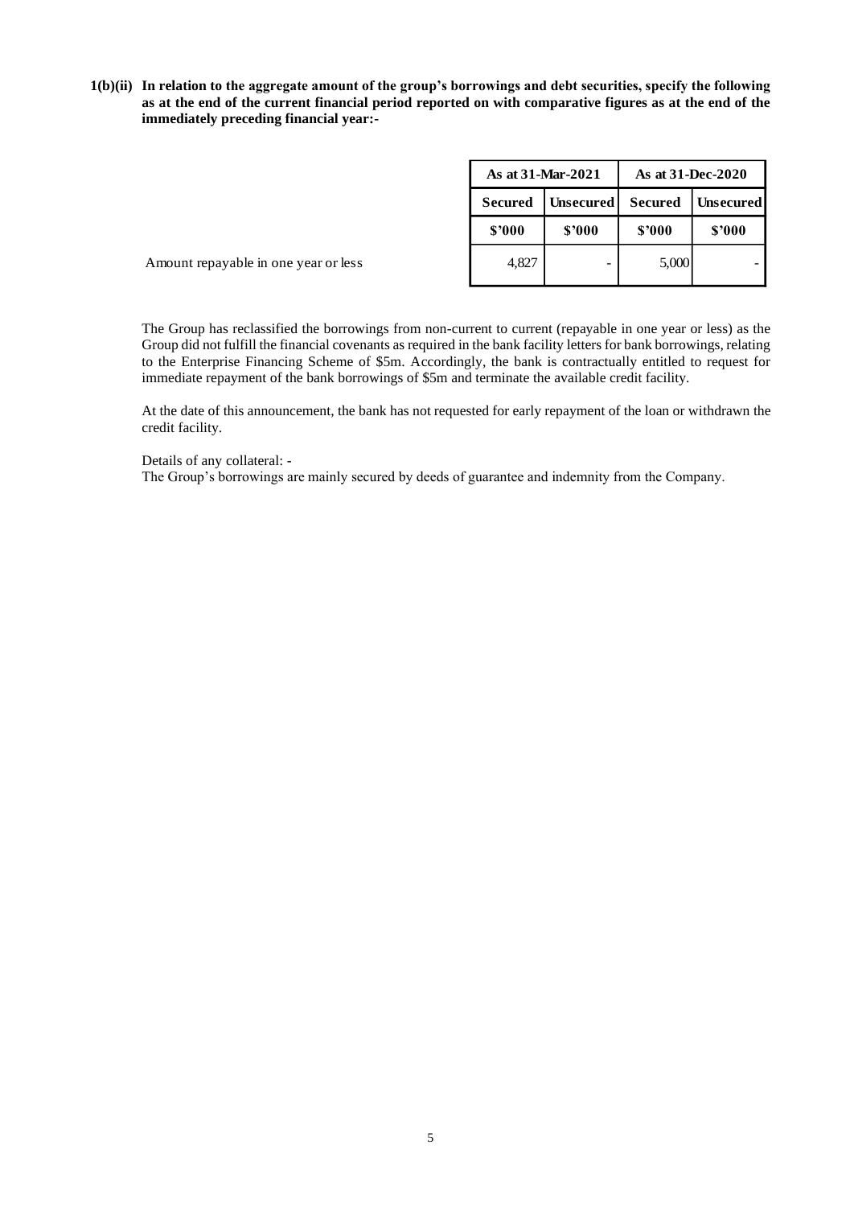**1(b)(ii) In relation to the aggregate amount of the group's borrowings and debt securities, specify the following as at the end of the current financial period reported on with comparative figures as at the end of the immediately preceding financial year:-**

| | As at 31-Mar-2021 | | As at 31-Dec-2020 | |
|---|---|---|---|---|
| | Secured | Unsecured | Secured | Unsecured |
| | $'000 | $'000 | $'000 | $'000 |
| Amount repayable in one year or less | 4,827 | - | 5,000 | - |

The Group has reclassified the borrowings from non-current to current (repayable in one year or less) as the Group did not fulfill the financial covenants as required in the bank facility letters for bank borrowings, relating to the Enterprise Financing Scheme of $5m. Accordingly, the bank is contractually entitled to request for immediate repayment of the bank borrowings of $5m and terminate the available credit facility.

At the date of this announcement, the bank has not requested for early repayment of the loan or withdrawn the credit facility.

Details of any collateral: -
The Group's borrowings are mainly secured by deeds of guarantee and indemnity from the Company.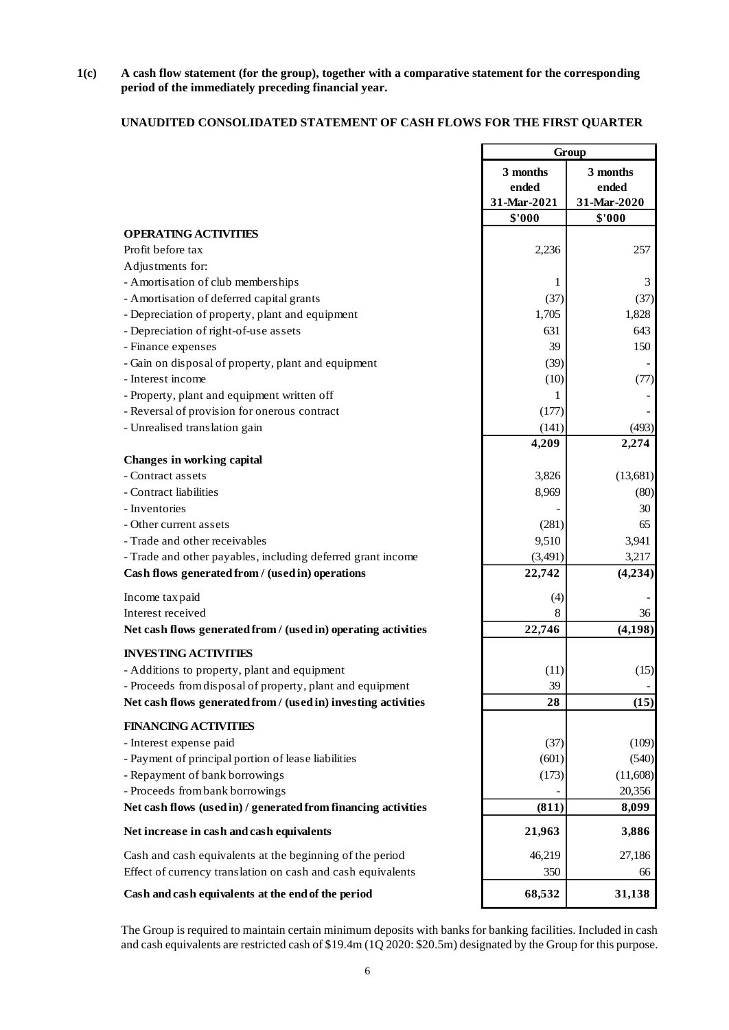**1(c) A cash flow statement (for the group), together with a comparative statement for the corresponding period of the immediately preceding financial year.**

**UNAUDITED CONSOLIDATED STATEMENT OF CASH FLOWS FOR THE FIRST QUARTER**

| | Group | |
|---|---|---|
| | 3 months ended 31-Mar-2021 | 3 months ended 31-Mar-2020 |
| | $'000 | $'000 |
| **OPERATING ACTIVITIES** | | |
| Profit before tax | 2,236 | 257 |
| Adjustments for: | | |
| - Amortisation of club memberships | 1 | 3 |
| - Amortisation of deferred capital grants | (37) | (37) |
| - Depreciation of property, plant and equipment | 1,705 | 1,828 |
| - Depreciation of right-of-use assets | 631 | 643 |
| - Finance expenses | 39 | 150 |
| - Gain on disposal of property, plant and equipment | (39) | - |
| - Interest income | (10) | (77) |
| - Property, plant and equipment written off | 1 | - |
| - Reversal of provision for onerous contract | (177) | - |
| - Unrealised translation gain | (141) | (493) |
| | **4,209** | **2,274** |
| **Changes in working capital** | | |
| - Contract assets | 3,826 | (13,681) |
| - Contract liabilities | 8,969 | (80) |
| - Inventories | - | 30 |
| - Other current assets | (281) | 65 |
| - Trade and other receivables | 9,510 | 3,941 |
| - Trade and other payables, including deferred grant income | (3,491) | 3,217 |
| **Cash flows generated from / (used in) operations** | **22,742** | **(4,234)** |
| Income tax paid | (4) | - |
| Interest received | 8 | 36 |
| **Net cash flows generated from / (used in) operating activities** | **22,746** | **(4,198)** |
| **INVESTING ACTIVITIES** | | |
| - Additions to property, plant and equipment | (11) | (15) |
| - Proceeds from disposal of property, plant and equipment | 39 | - |
| **Net cash flows generated from / (used in) investing activities** | **28** | **(15)** |
| **FINANCING ACTIVITIES** | | |
| - Interest expense paid | (37) | (109) |
| - Payment of principal portion of lease liabilities | (601) | (540) |
| - Repayment of bank borrowings | (173) | (11,608) |
| - Proceeds from bank borrowings | - | 20,356 |
| **Net cash flows (used in) / generated from financing activities** | **(811)** | **8,099** |
| **Net increase in cash and cash equivalents** | **21,963** | **3,886** |
| Cash and cash equivalents at the beginning of the period | 46,219 | 27,186 |
| Effect of currency translation on cash and cash equivalents | 350 | 66 |
| **Cash and cash equivalents at the end of the period** | **68,532** | **31,138** |

The Group is required to maintain certain minimum deposits with banks for banking facilities. Included in cash and cash equivalents are restricted cash of $19.4m (1Q 2020: $20.5m) designated by the Group for this purpose.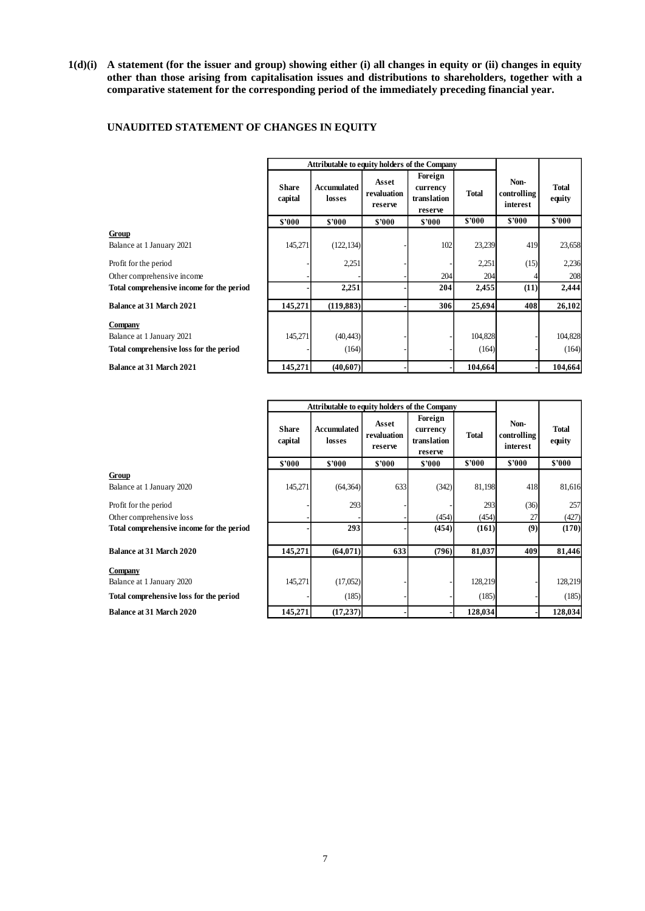**1(d)(i) A statement (for the issuer and group) showing either (i) all changes in equity or (ii) changes in equity other than those arising from capitalisation issues and distributions to shareholders, together with a comparative statement for the corresponding period of the immediately preceding financial year.**

## UNAUDITED STATEMENT OF CHANGES IN EQUITY

| | Attributable to equity holders of the Company | | | | | | |
|---|---|---|---|---|---|---|---|
| | Share capital | Accumulated losses | Asset revaluation reserve | Foreign currency translation reserve | Total | Non-controlling interest | Total equity |
| | $'000 | $'000 | $'000 | $'000 | $'000 | $'000 | $'000 |
| **Group** | | | | | | | |
| Balance at 1 January 2021 | 145,271 | (122,134) | - | 102 | 23,239 | 419 | 23,658 |
| Profit for the period | - | 2,251 | - | - | 2,251 | (15) | 2,236 |
| Other comprehensive income | - | - | - | 204 | 204 | 4 | 208 |
| **Total comprehensive income for the period** | - | **2,251** | - | **204** | **2,455** | **(11)** | **2,444** |
| **Balance at 31 March 2021** | **145,271** | **(119,883)** | - | **306** | **25,694** | **408** | **26,102** |
| **Company** | | | | | | | |
| Balance at 1 January 2021 | 145,271 | (40,443) | - | - | 104,828 | - | 104,828 |
| **Total comprehensive loss for the period** | - | (164) | - | - | (164) | - | (164) |
| **Balance at 31 March 2021** | **145,271** | **(40,607)** | - | - | **104,664** | - | **104,664** |

| | Attributable to equity holders of the Company | | | | | | |
|---|---|---|---|---|---|---|---|
| | Share capital | Accumulated losses | Asset revaluation reserve | Foreign currency translation reserve | Total | Non-controlling interest | Total equity |
| | $'000 | $'000 | $'000 | $'000 | $'000 | $'000 | $'000 |
| **Group** | | | | | | | |
| Balance at 1 January 2020 | 145,271 | (64,364) | 633 | (342) | 81,198 | 418 | 81,616 |
| Profit for the period | - | 293 | - | - | 293 | (36) | 257 |
| Other comprehensive loss | - | - | - | (454) | (454) | 27 | (427) |
| **Total comprehensive income for the period** | - | **293** | - | **(454)** | **(161)** | **(9)** | **(170)** |
| **Balance at 31 March 2020** | **145,271** | **(64,071)** | **633** | **(796)** | **81,037** | **409** | **81,446** |
| **Company** | | | | | | | |
| Balance at 1 January 2020 | 145,271 | (17,052) | - | - | 128,219 | - | 128,219 |
| **Total comprehensive loss for the period** | - | (185) | - | - | (185) | - | (185) |
| **Balance at 31 March 2020** | **145,271** | **(17,237)** | - | - | **128,034** | - | **128,034** |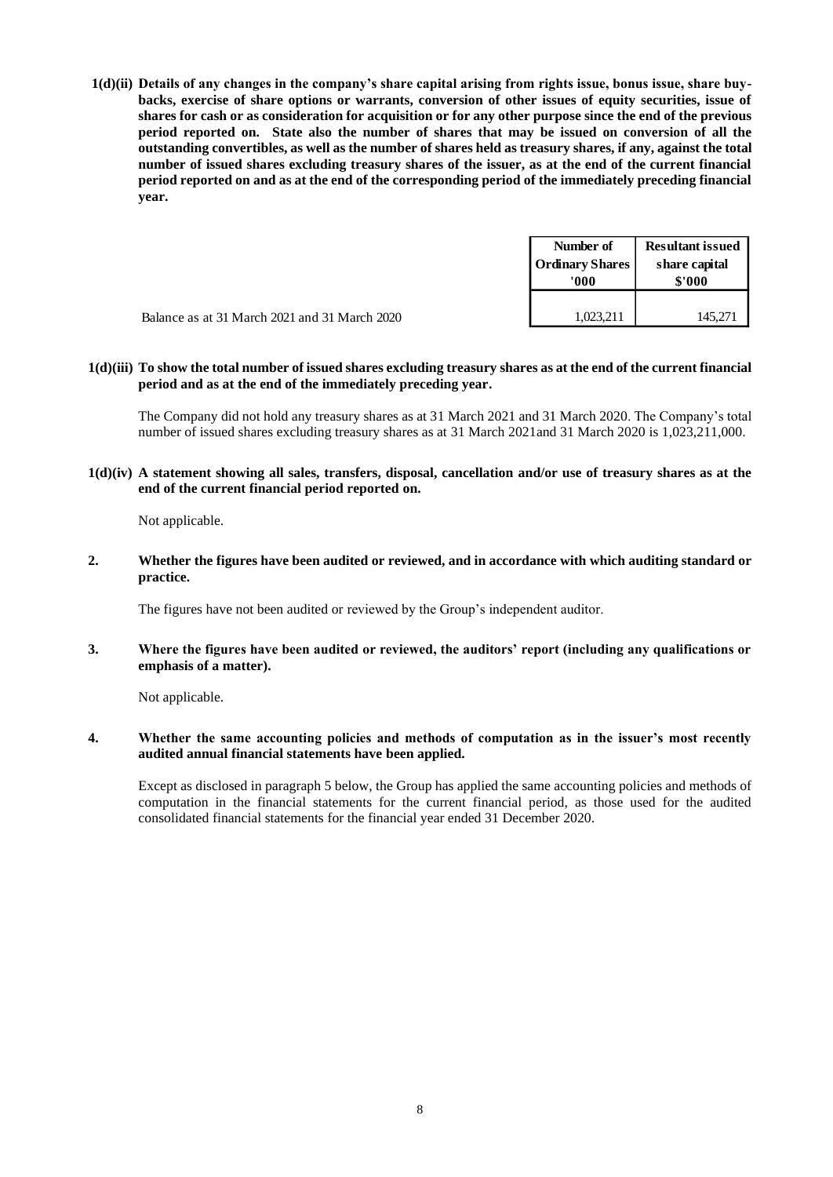**1(d)(ii) Details of any changes in the company's share capital arising from rights issue, bonus issue, share buy-backs, exercise of share options or warrants, conversion of other issues of equity securities, issue of shares for cash or as consideration for acquisition or for any other purpose since the end of the previous period reported on. State also the number of shares that may be issued on conversion of all the outstanding convertibles, as well as the number of shares held as treasury shares, if any, against the total number of issued shares excluding treasury shares of the issuer, as at the end of the current financial period reported on and as at the end of the corresponding period of the immediately preceding financial year.**

| | Number of Ordinary Shares '000 | Resultant issued share capital $'000 |
|---|---|---|
| Balance as at 31 March 2021 and 31 March 2020 | 1,023,211 | 145,271 |

**1(d)(iii) To show the total number of issued shares excluding treasury shares as at the end of the current financial period and as at the end of the immediately preceding year.**

The Company did not hold any treasury shares as at 31 March 2021 and 31 March 2020. The Company's total number of issued shares excluding treasury shares as at 31 March 2021and 31 March 2020 is 1,023,211,000.

**1(d)(iv) A statement showing all sales, transfers, disposal, cancellation and/or use of treasury shares as at the end of the current financial period reported on.**

Not applicable.

**2. Whether the figures have been audited or reviewed, and in accordance with which auditing standard or practice.**

The figures have not been audited or reviewed by the Group's independent auditor.

**3. Where the figures have been audited or reviewed, the auditors' report (including any qualifications or emphasis of a matter).**

Not applicable.

**4. Whether the same accounting policies and methods of computation as in the issuer's most recently audited annual financial statements have been applied.**

Except as disclosed in paragraph 5 below, the Group has applied the same accounting policies and methods of computation in the financial statements for the current financial period, as those used for the audited consolidated financial statements for the financial year ended 31 December 2020.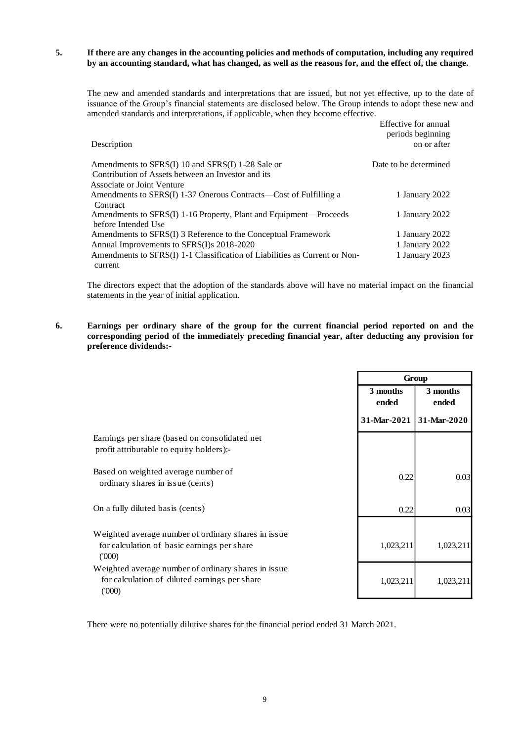**5. If there are any changes in the accounting policies and methods of computation, including any required by an accounting standard, what has changed, as well as the reasons for, and the effect of, the change.**

The new and amended standards and interpretations that are issued, but not yet effective, up to the date of issuance of the Group's financial statements are disclosed below. The Group intends to adopt these new and amended standards and interpretations, if applicable, when they become effective.

| Description | Effective for annual periods beginning on or after |
|---|---|
| Amendments to SFRS(I) 10 and SFRS(I) 1-28 Sale or Contribution of Assets between an Investor and its Associate or Joint Venture | Date to be determined |
| Amendments to SFRS(I) 1-37 Onerous Contracts—Cost of Fulfilling a Contract | 1 January 2022 |
| Amendments to SFRS(I) 1-16 Property, Plant and Equipment—Proceeds before Intended Use | 1 January 2022 |
| Amendments to SFRS(I) 3 Reference to the Conceptual Framework | 1 January 2022 |
| Annual Improvements to SFRS(I)s 2018-2020 | 1 January 2022 |
| Amendments to SFRS(I) 1-1 Classification of Liabilities as Current or Non-current | 1 January 2023 |

The directors expect that the adoption of the standards above will have no material impact on the financial statements in the year of initial application.

**6. Earnings per ordinary share of the group for the current financial period reported on and the corresponding period of the immediately preceding financial year, after deducting any provision for preference dividends:-**

| | Group | |
|---|---|---|
| | **3 months ended 31-Mar-2021** | **3 months ended 31-Mar-2020** |
| Earnings per share (based on consolidated net profit attributable to equity holders):- | | |
| Based on weighted average number of ordinary shares in issue (cents) | 0.22 | 0.03 |
| On a fully diluted basis (cents) | 0.22 | 0.03 |
| Weighted average number of ordinary shares in issue for calculation of basic earnings per share ('000) | 1,023,211 | 1,023,211 |
| Weighted average number of ordinary shares in issue for calculation of diluted earnings per share ('000) | 1,023,211 | 1,023,211 |

There were no potentially dilutive shares for the financial period ended 31 March 2021.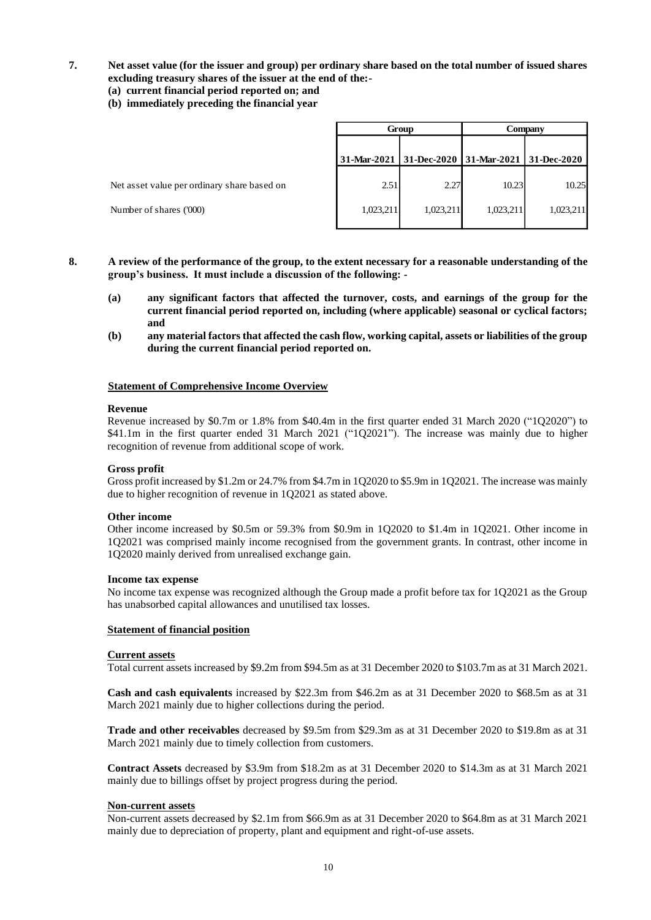7. **Net asset value (for the issuer and group) per ordinary share based on the total number of issued shares excluding treasury shares of the issuer at the end of the:-**
   **(a) current financial period reported on; and**
   **(b) immediately preceding the financial year**

| | Group | | Company | |
|---|---|---|---|---|
| | 31-Mar-2021 | 31-Dec-2020 | 31-Mar-2021 | 31-Dec-2020 |
| Net asset value per ordinary share based on | 2.51 | 2.27 | 10.23 | 10.25 |
| Number of shares ('000) | 1,023,211 | 1,023,211 | 1,023,211 | 1,023,211 |

8. **A review of the performance of the group, to the extent necessary for a reasonable understanding of the group's business. It must include a discussion of the following: -**

   **(a) any significant factors that affected the turnover, costs, and earnings of the group for the current financial period reported on, including (where applicable) seasonal or cyclical factors; and**

   **(b) any material factors that affected the cash flow, working capital, assets or liabilities of the group during the current financial period reported on.**

**Statement of Comprehensive Income Overview**

**Revenue**

Revenue increased by \$0.7m or 1.8% from \$40.4m in the first quarter ended 31 March 2020 ("1Q2020") to \$41.1m in the first quarter ended 31 March 2021 ("1Q2021"). The increase was mainly due to higher recognition of revenue from additional scope of work.

**Gross profit**

Gross profit increased by \$1.2m or 24.7% from \$4.7m in 1Q2020 to \$5.9m in 1Q2021. The increase was mainly due to higher recognition of revenue in 1Q2021 as stated above.

**Other income**

Other income increased by \$0.5m or 59.3% from \$0.9m in 1Q2020 to \$1.4m in 1Q2021. Other income in 1Q2021 was comprised mainly income recognised from the government grants. In contrast, other income in 1Q2020 mainly derived from unrealised exchange gain.

**Income tax expense**

No income tax expense was recognized although the Group made a profit before tax for 1Q2021 as the Group has unabsorbed capital allowances and unutilised tax losses.

**Statement of financial position**

**Current assets**

Total current assets increased by \$9.2m from \$94.5m as at 31 December 2020 to \$103.7m as at 31 March 2021.

**Cash and cash equivalents** increased by \$22.3m from \$46.2m as at 31 December 2020 to \$68.5m as at 31 March 2021 mainly due to higher collections during the period.

**Trade and other receivables** decreased by \$9.5m from \$29.3m as at 31 December 2020 to \$19.8m as at 31 March 2021 mainly due to timely collection from customers.

**Contract Assets** decreased by \$3.9m from \$18.2m as at 31 December 2020 to \$14.3m as at 31 March 2021 mainly due to billings offset by project progress during the period.

**Non-current assets**

Non-current assets decreased by \$2.1m from \$66.9m as at 31 December 2020 to \$64.8m as at 31 March 2021 mainly due to depreciation of property, plant and equipment and right-of-use assets.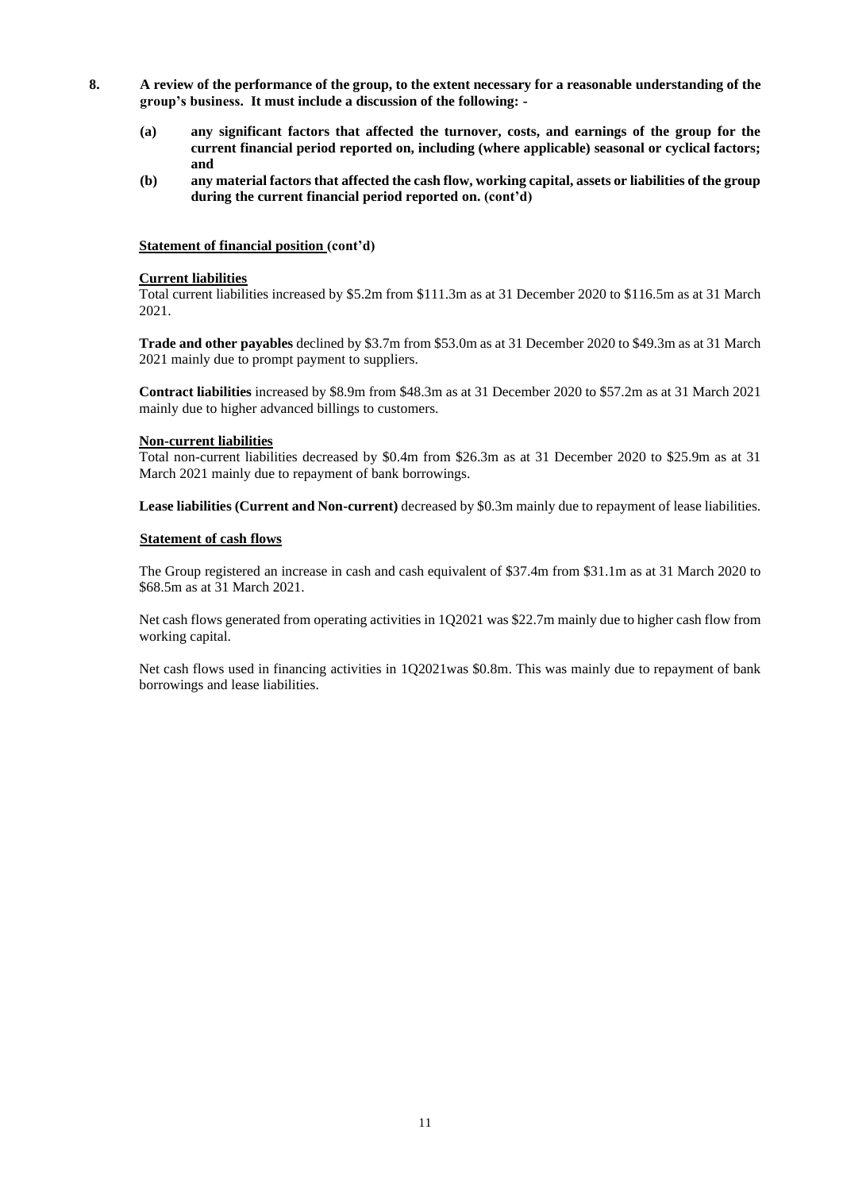**8. A review of the performance of the group, to the extent necessary for a reasonable understanding of the group's business. It must include a discussion of the following: -**

**(a) any significant factors that affected the turnover, costs, and earnings of the group for the current financial period reported on, including (where applicable) seasonal or cyclical factors; and**

**(b) any material factors that affected the cash flow, working capital, assets or liabilities of the group during the current financial period reported on. (cont'd)**

**Statement of financial position (cont'd)**

**Current liabilities**

Total current liabilities increased by \$5.2m from \$111.3m as at 31 December 2020 to \$116.5m as at 31 March 2021.

**Trade and other payables** declined by \$3.7m from \$53.0m as at 31 December 2020 to \$49.3m as at 31 March 2021 mainly due to prompt payment to suppliers.

**Contract liabilities** increased by \$8.9m from \$48.3m as at 31 December 2020 to \$57.2m as at 31 March 2021 mainly due to higher advanced billings to customers.

**Non-current liabilities**

Total non-current liabilities decreased by \$0.4m from \$26.3m as at 31 December 2020 to \$25.9m as at 31 March 2021 mainly due to repayment of bank borrowings.

**Lease liabilities (Current and Non-current)** decreased by \$0.3m mainly due to repayment of lease liabilities.

**Statement of cash flows**

The Group registered an increase in cash and cash equivalent of \$37.4m from \$31.1m as at 31 March 2020 to \$68.5m as at 31 March 2021.

Net cash flows generated from operating activities in 1Q2021 was \$22.7m mainly due to higher cash flow from working capital.

Net cash flows used in financing activities in 1Q2021was \$0.8m. This was mainly due to repayment of bank borrowings and lease liabilities.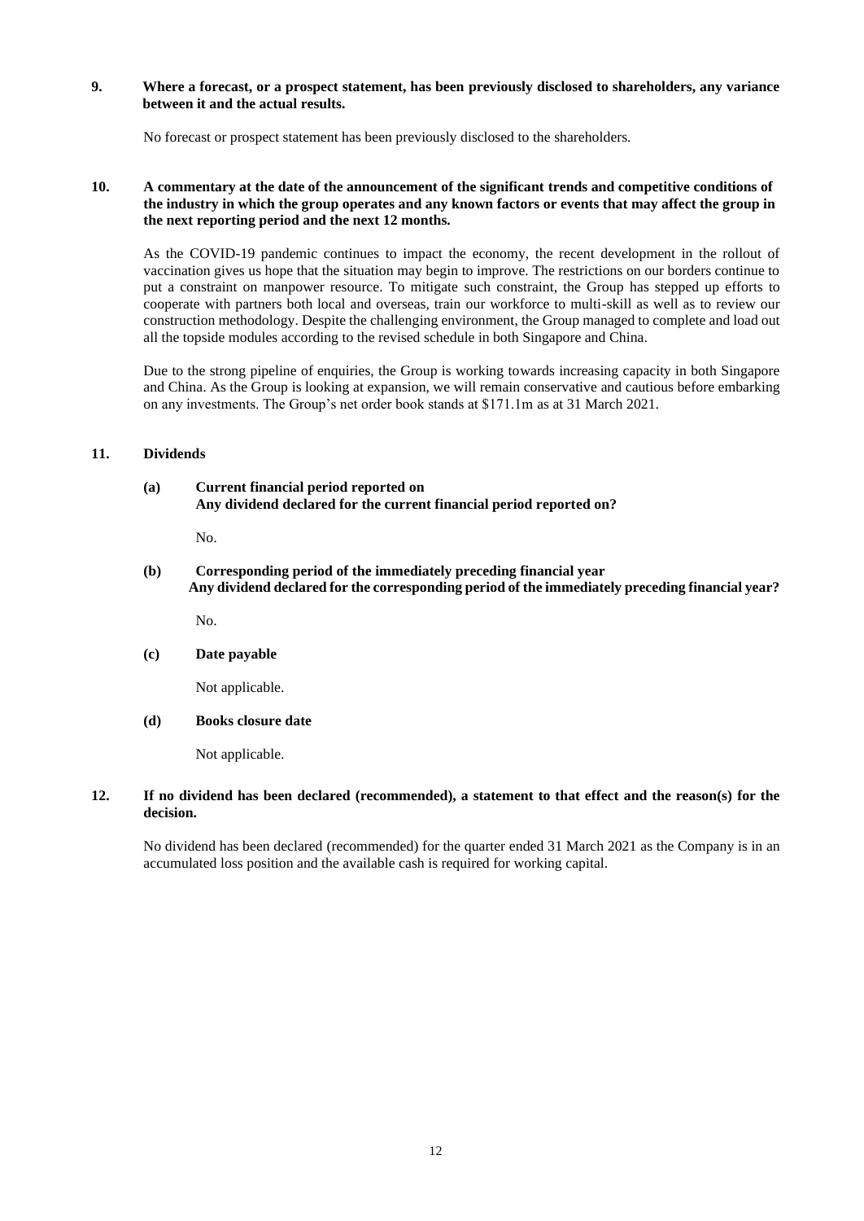**9. Where a forecast, or a prospect statement, has been previously disclosed to shareholders, any variance between it and the actual results.**

No forecast or prospect statement has been previously disclosed to the shareholders.

**10. A commentary at the date of the announcement of the significant trends and competitive conditions of the industry in which the group operates and any known factors or events that may affect the group in the next reporting period and the next 12 months.**

As the COVID-19 pandemic continues to impact the economy, the recent development in the rollout of vaccination gives us hope that the situation may begin to improve. The restrictions on our borders continue to put a constraint on manpower resource. To mitigate such constraint, the Group has stepped up efforts to cooperate with partners both local and overseas, train our workforce to multi-skill as well as to review our construction methodology. Despite the challenging environment, the Group managed to complete and load out all the topside modules according to the revised schedule in both Singapore and China.

Due to the strong pipeline of enquiries, the Group is working towards increasing capacity in both Singapore and China. As the Group is looking at expansion, we will remain conservative and cautious before embarking on any investments. The Group's net order book stands at $171.1m as at 31 March 2021.

**11. Dividends**

**(a) Current financial period reported on**
**Any dividend declared for the current financial period reported on?**

No.

**(b) Corresponding period of the immediately preceding financial year**
**Any dividend declared for the corresponding period of the immediately preceding financial year?**

No.

**(c) Date payable**

Not applicable.

**(d) Books closure date**

Not applicable.

**12. If no dividend has been declared (recommended), a statement to that effect and the reason(s) for the decision.**

No dividend has been declared (recommended) for the quarter ended 31 March 2021 as the Company is in an accumulated loss position and the available cash is required for working capital.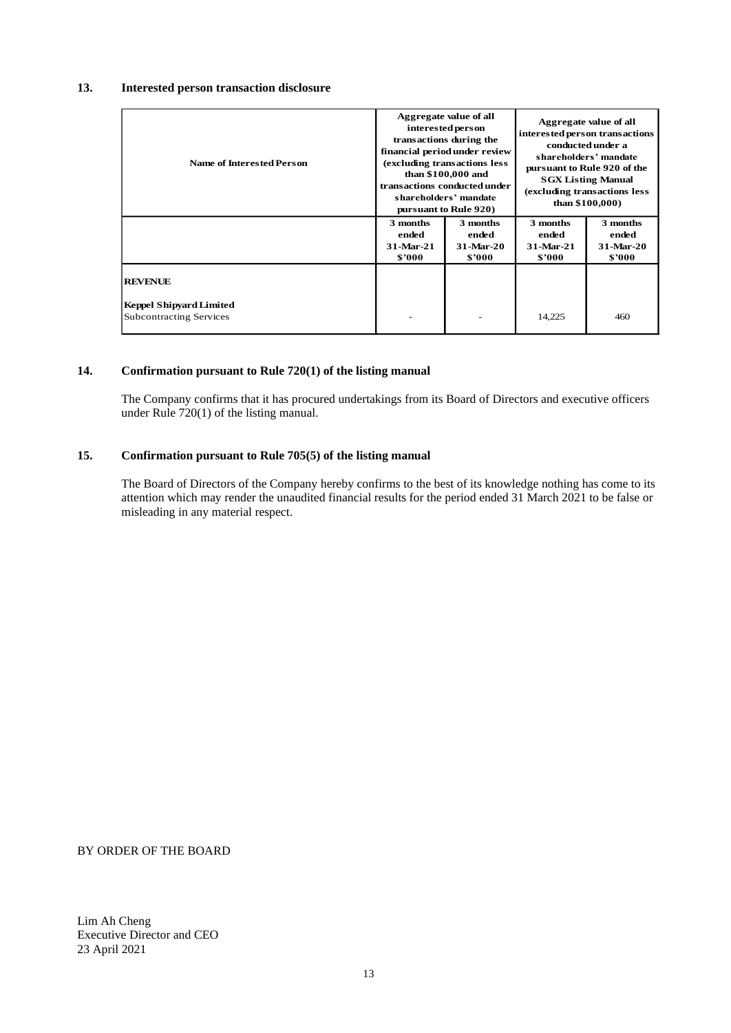## 13. Interested person transaction disclosure

| Name of Interested Person | Aggregate value of all interested person transactions during the financial period under review (excluding transactions less than $100,000 and transactions conducted under shareholders' mandate pursuant to Rule 920) | | Aggregate value of all interested person transactions conducted under a shareholders' mandate pursuant to Rule 920 of the SGX Listing Manual (excluding transactions less than $100,000) | |
|---|---|---|---|---|
| | 3 months ended 31-Mar-21 $'000 | 3 months ended 31-Mar-20 $'000 | 3 months ended 31-Mar-21 $'000 | 3 months ended 31-Mar-20 $'000 |
| **REVENUE** | | | | |
| **Keppel Shipyard Limited** | | | | |
| Subcontracting Services | - | - | 14,225 | 460 |

## 14. Confirmation pursuant to Rule 720(1) of the listing manual

The Company confirms that it has procured undertakings from its Board of Directors and executive officers under Rule 720(1) of the listing manual.

## 15. Confirmation pursuant to Rule 705(5) of the listing manual

The Board of Directors of the Company hereby confirms to the best of its knowledge nothing has come to its attention which may render the unaudited financial results for the period ended 31 March 2021 to be false or misleading in any material respect.

BY ORDER OF THE BOARD

Lim Ah Cheng
Executive Director and CEO
23 April 2021